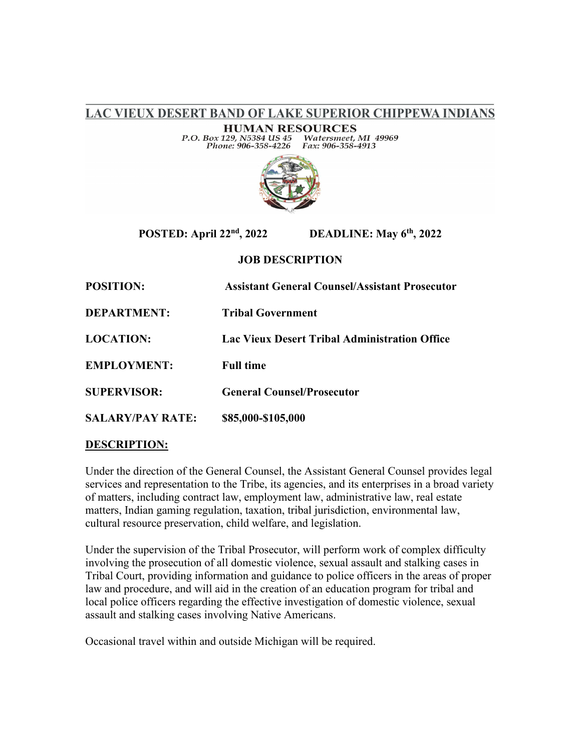# LAC VIEUX DESERT BAND OF LAKE SUPERIOR CHIPPEWA INDIANS

## HUMAN RESOURCES

*P.O. Box 129, N5384 US 45 Watersmeet, MI 49969*
*Phone: 906-358-4226 Fax: 906-358-4913*

**POSTED: April 22nd, 2022 DEADLINE: May 6th, 2022**

**JOB DESCRIPTION**

**POSITION:** **Assistant General Counsel/Assistant Prosecutor**

**DEPARTMENT:** **Tribal Government**

**LOCATION:** **Lac Vieux Desert Tribal Administration Office**

**EMPLOYMENT:** **Full time**

**SUPERVISOR:** **General Counsel/Prosecutor**

**SALARY/PAY RATE:** **$85,000-$105,000**

**DESCRIPTION:**

Under the direction of the General Counsel, the Assistant General Counsel provides legal services and representation to the Tribe, its agencies, and its enterprises in a broad variety of matters, including contract law, employment law, administrative law, real estate matters, Indian gaming regulation, taxation, tribal jurisdiction, environmental law, cultural resource preservation, child welfare, and legislation.

Under the supervision of the Tribal Prosecutor, will perform work of complex difficulty involving the prosecution of all domestic violence, sexual assault and stalking cases in Tribal Court, providing information and guidance to police officers in the areas of proper law and procedure, and will aid in the creation of an education program for tribal and local police officers regarding the effective investigation of domestic violence, sexual assault and stalking cases involving Native Americans.

Occasional travel within and outside Michigan will be required.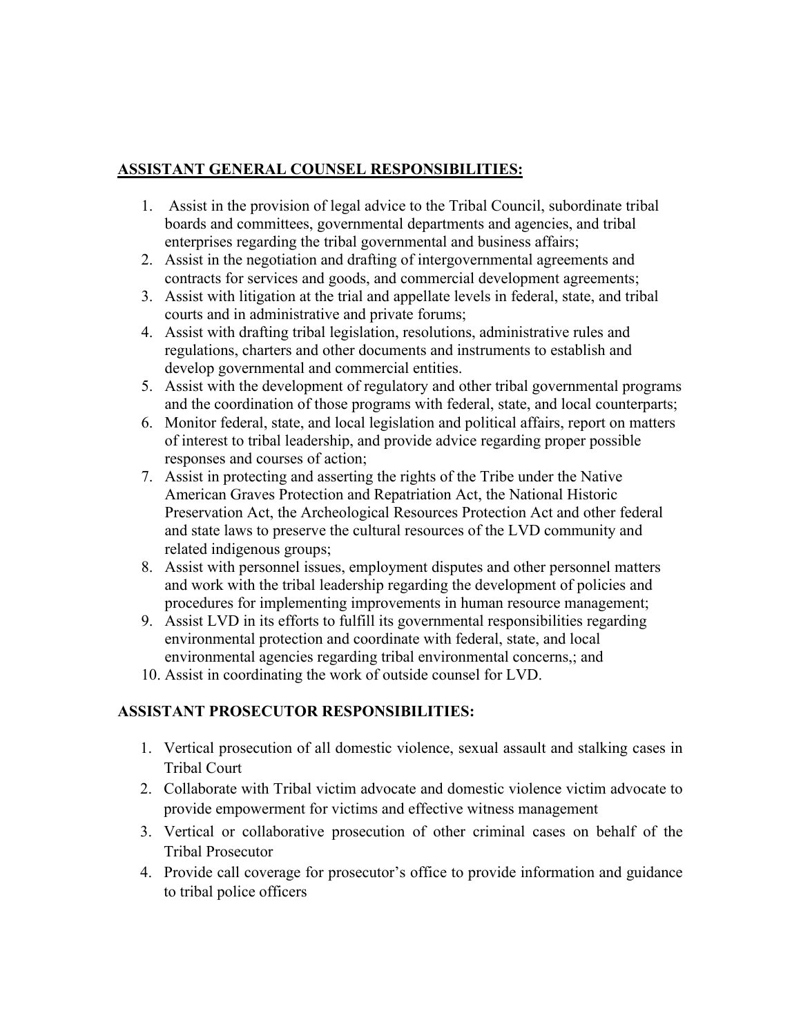## **ASSISTANT GENERAL COUNSEL RESPONSIBILITIES:**

1. Assist in the provision of legal advice to the Tribal Council, subordinate tribal boards and committees, governmental departments and agencies, and tribal enterprises regarding the tribal governmental and business affairs;
2. Assist in the negotiation and drafting of intergovernmental agreements and contracts for services and goods, and commercial development agreements;
3. Assist with litigation at the trial and appellate levels in federal, state, and tribal courts and in administrative and private forums;
4. Assist with drafting tribal legislation, resolutions, administrative rules and regulations, charters and other documents and instruments to establish and develop governmental and commercial entities.
5. Assist with the development of regulatory and other tribal governmental programs and the coordination of those programs with federal, state, and local counterparts;
6. Monitor federal, state, and local legislation and political affairs, report on matters of interest to tribal leadership, and provide advice regarding proper possible responses and courses of action;
7. Assist in protecting and asserting the rights of the Tribe under the Native American Graves Protection and Repatriation Act, the National Historic Preservation Act, the Archeological Resources Protection Act and other federal and state laws to preserve the cultural resources of the LVD community and related indigenous groups;
8. Assist with personnel issues, employment disputes and other personnel matters and work with the tribal leadership regarding the development of policies and procedures for implementing improvements in human resource management;
9. Assist LVD in its efforts to fulfill its governmental responsibilities regarding environmental protection and coordinate with federal, state, and local environmental agencies regarding tribal environmental concerns,; and
10. Assist in coordinating the work of outside counsel for LVD.

## **ASSISTANT PROSECUTOR RESPONSIBILITIES:**

1. Vertical prosecution of all domestic violence, sexual assault and stalking cases in Tribal Court
2. Collaborate with Tribal victim advocate and domestic violence victim advocate to provide empowerment for victims and effective witness management
3. Vertical or collaborative prosecution of other criminal cases on behalf of the Tribal Prosecutor
4. Provide call coverage for prosecutor's office to provide information and guidance to tribal police officers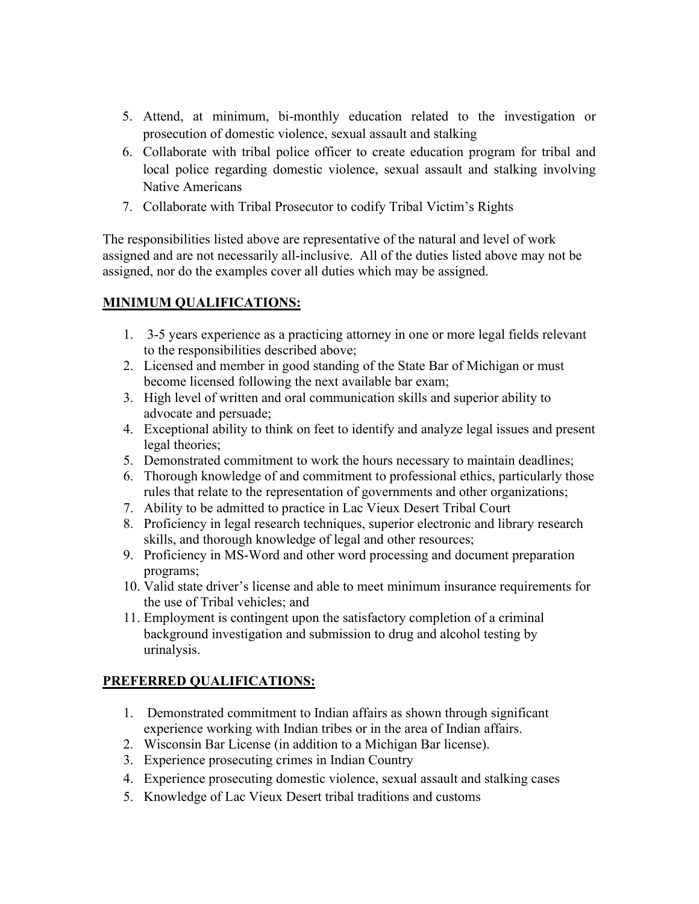5. Attend, at minimum, bi-monthly education related to the investigation or prosecution of domestic violence, sexual assault and stalking
6. Collaborate with tribal police officer to create education program for tribal and local police regarding domestic violence, sexual assault and stalking involving Native Americans
7. Collaborate with Tribal Prosecutor to codify Tribal Victim's Rights

The responsibilities listed above are representative of the natural and level of work assigned and are not necessarily all-inclusive. All of the duties listed above may not be assigned, nor do the examples cover all duties which may be assigned.

## MINIMUM QUALIFICATIONS:

1. 3-5 years experience as a practicing attorney in one or more legal fields relevant to the responsibilities described above;
2. Licensed and member in good standing of the State Bar of Michigan or must become licensed following the next available bar exam;
3. High level of written and oral communication skills and superior ability to advocate and persuade;
4. Exceptional ability to think on feet to identify and analyze legal issues and present legal theories;
5. Demonstrated commitment to work the hours necessary to maintain deadlines;
6. Thorough knowledge of and commitment to professional ethics, particularly those rules that relate to the representation of governments and other organizations;
7. Ability to be admitted to practice in Lac Vieux Desert Tribal Court
8. Proficiency in legal research techniques, superior electronic and library research skills, and thorough knowledge of legal and other resources;
9. Proficiency in MS-Word and other word processing and document preparation programs;
10. Valid state driver's license and able to meet minimum insurance requirements for the use of Tribal vehicles; and
11. Employment is contingent upon the satisfactory completion of a criminal background investigation and submission to drug and alcohol testing by urinalysis.

## PREFERRED QUALIFICATIONS:

1. Demonstrated commitment to Indian affairs as shown through significant experience working with Indian tribes or in the area of Indian affairs.
2. Wisconsin Bar License (in addition to a Michigan Bar license).
3. Experience prosecuting crimes in Indian Country
4. Experience prosecuting domestic violence, sexual assault and stalking cases
5. Knowledge of Lac Vieux Desert tribal traditions and customs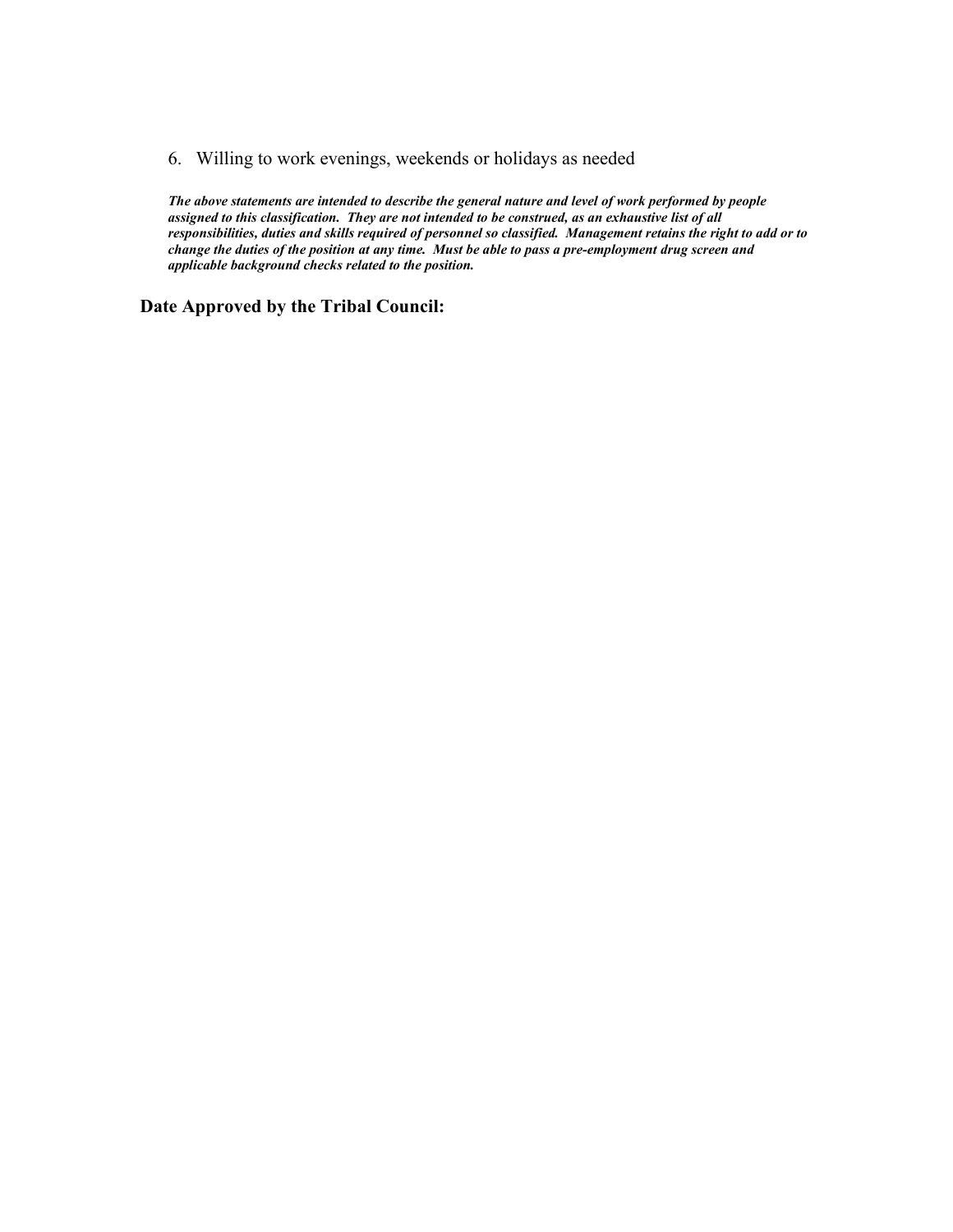6. Willing to work evenings, weekends or holidays as needed

***The above statements are intended to describe the general nature and level of work performed by people assigned to this classification. They are not intended to be construed, as an exhaustive list of all responsibilities, duties and skills required of personnel so classified. Management retains the right to add or to change the duties of the position at any time. Must be able to pass a pre-employment drug screen and applicable background checks related to the position.***

**Date Approved by the Tribal Council:**